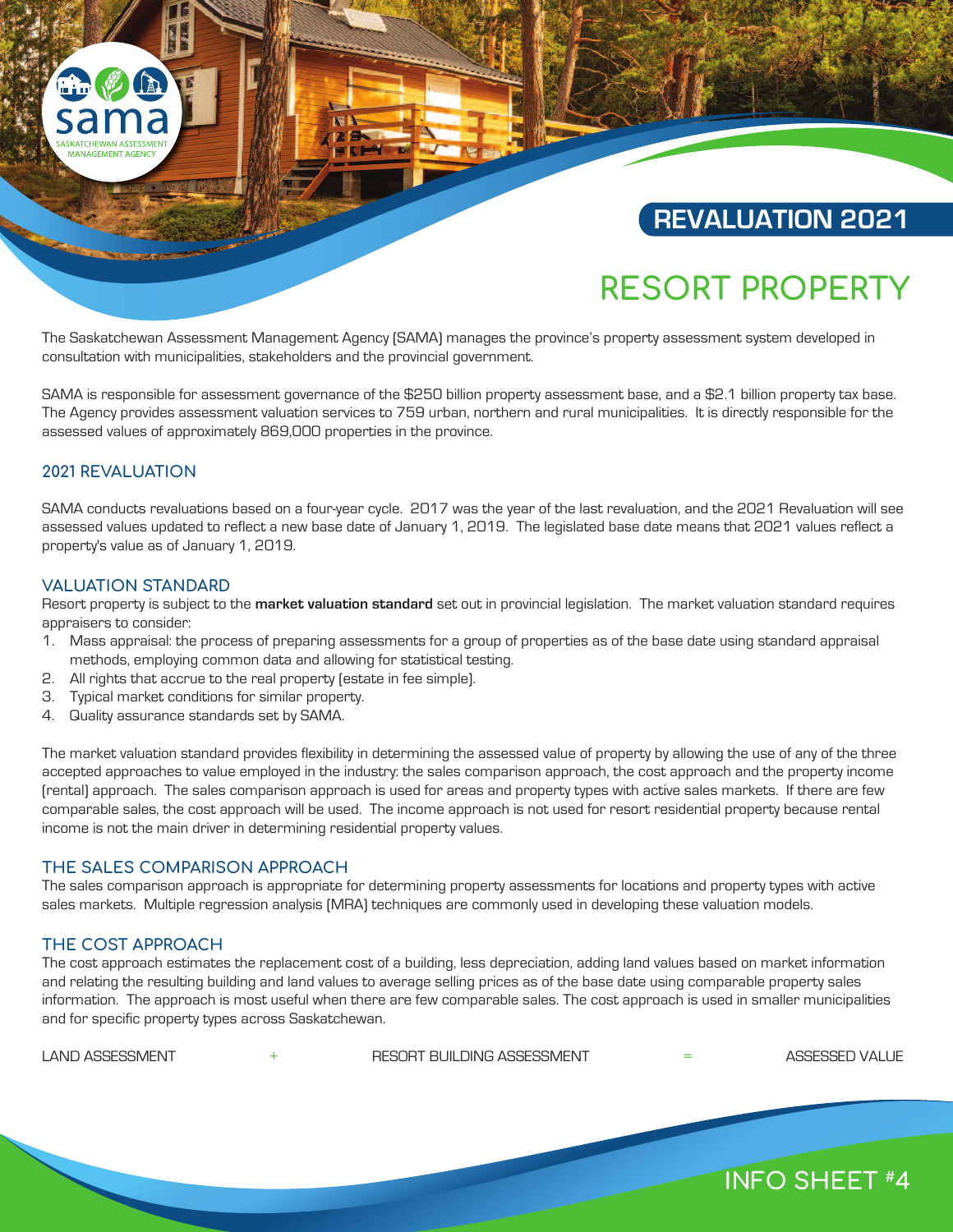sama SASKATCHEWAN ASSESSMENT MANAGEMENT AGENCY

## REVALUATION 2021

# RESORT PROPERTY

The Saskatchewan Assessment Management Agency (SAMA) manages the province's property assessment system developed in consultation with municipalities, stakeholders and the provincial government.

SAMA is responsible for assessment governance of the $250 billion property assessment base, and a $2.1 billion property tax base. The Agency provides assessment valuation services to 759 urban, northern and rural municipalities. It is directly responsible for the assessed values of approximately 869,000 properties in the province.

## 2021 REVALUATION

SAMA conducts revaluations based on a four-year cycle. 2017 was the year of the last revaluation, and the 2021 Revaluation will see assessed values updated to reflect a new base date of January 1, 2019. The legislated base date means that 2021 values reflect a property's value as of January 1, 2019.

## VALUATION STANDARD

Resort property is subject to the **market valuation standard** set out in provincial legislation. The market valuation standard requires appraisers to consider:

1. Mass appraisal: the process of preparing assessments for a group of properties as of the base date using standard appraisal methods, employing common data and allowing for statistical testing.
2. All rights that accrue to the real property (estate in fee simple).
3. Typical market conditions for similar property.
4. Quality assurance standards set by SAMA.

The market valuation standard provides flexibility in determining the assessed value of property by allowing the use of any of the three accepted approaches to value employed in the industry: the sales comparison approach, the cost approach and the property income (rental) approach. The sales comparison approach is used for areas and property types with active sales markets. If there are few comparable sales, the cost approach will be used. The income approach is not used for resort residential property because rental income is not the main driver in determining residential property values.

## THE SALES COMPARISON APPROACH

The sales comparison approach is appropriate for determining property assessments for locations and property types with active sales markets. Multiple regression analysis (MRA) techniques are commonly used in developing these valuation models.

## THE COST APPROACH

The cost approach estimates the replacement cost of a building, less depreciation, adding land values based on market information and relating the resulting building and land values to average selling prices as of the base date using comparable property sales information. The approach is most useful when there are few comparable sales. The cost approach is used in smaller municipalities and for specific property types across Saskatchewan.

LAND ASSESSMENT + RESORT BUILDING ASSESSMENT = ASSESSED VALUE

INFO SHEET #4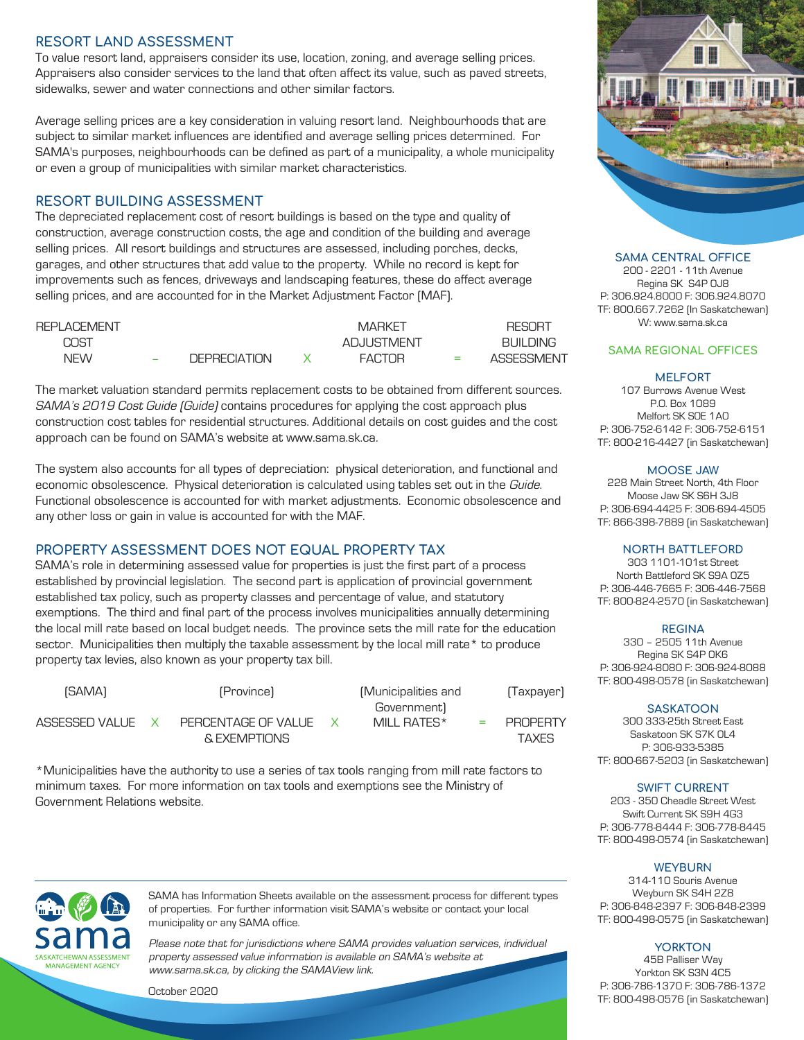## RESORT LAND ASSESSMENT

To value resort land, appraisers consider its use, location, zoning, and average selling prices. Appraisers also consider services to the land that often affect its value, such as paved streets, sidewalks, sewer and water connections and other similar factors.

Average selling prices are a key consideration in valuing resort land. Neighbourhoods that are subject to similar market influences are identified and average selling prices determined. For SAMA's purposes, neighbourhoods can be defined as part of a municipality, a whole municipality or even a group of municipalities with similar market characteristics.

## RESORT BUILDING ASSESSMENT

The depreciated replacement cost of resort buildings is based on the type and quality of construction, average construction costs, the age and condition of the building and average selling prices. All resort buildings and structures are assessed, including porches, decks, garages, and other structures that add value to the property. While no record is kept for improvements such as fences, driveways and landscaping features, these do affect average selling prices, and are accounted for in the Market Adjustment Factor (MAF).

| REPLACEMENT COST NEW | – | DEPRECIATION | X | MARKET ADJUSTMENT FACTOR | = | RESORT BUILDING ASSESSMENT |
|---|---|---|---|---|---|---|

The market valuation standard permits replacement costs to be obtained from different sources. *SAMA's 2019 Cost Guide (Guide)* contains procedures for applying the cost approach plus construction cost tables for residential structures. Additional details on cost guides and the cost approach can be found on SAMA's website at www.sama.sk.ca.

The system also accounts for all types of depreciation: physical deterioration, and functional and economic obsolescence. Physical deterioration is calculated using tables set out in the *Guide*. Functional obsolescence is accounted for with market adjustments. Economic obsolescence and any other loss or gain in value is accounted for with the MAF.

## PROPERTY ASSESSMENT DOES NOT EQUAL PROPERTY TAX

SAMA's role in determining assessed value for properties is just the first part of a process established by provincial legislation. The second part is application of provincial government established tax policy, such as property classes and percentage of value, and statutory exemptions. The third and final part of the process involves municipalities annually determining the local mill rate based on local budget needs. The province sets the mill rate for the education sector. Municipalities then multiply the taxable assessment by the local mill rate* to produce property tax levies, also known as your property tax bill.

| (SAMA) | | (Province) | | (Municipalities and Government) | | (Taxpayer) |
|---|---|---|---|---|---|---|
| ASSESSED VALUE | X | PERCENTAGE OF VALUE & EXEMPTIONS | X | MILL RATES* | = | PROPERTY TAXES |

*Municipalities have the authority to use a series of tax tools ranging from mill rate factors to minimum taxes. For more information on tax tools and exemptions see the Ministry of Government Relations website.

SAMA has Information Sheets available on the assessment process for different types of properties. For further information visit SAMA's website or contact your local municipality or any SAMA office.

*Please note that for jurisdictions where SAMA provides valuation services, individual property assessed value information is available on SAMA's website at www.sama.sk.ca, by clicking the SAMAView link.*

October 2020

sama
SASKATCHEWAN ASSESSMENT MANAGEMENT AGENCY

### SAMA CENTRAL OFFICE

200 - 2201 - 11th Avenue
Regina SK S4P 0J8
P: 306.924.8000 F: 306.924.8070
TF: 800.667.7262 (In Saskatchewan)
W: www.sama.sk.ca

### SAMA REGIONAL OFFICES

**MELFORT**
107 Burrows Avenue West
P.O. Box 1089
Melfort SK S0E 1A0
P: 306-752-6142 F: 306-752-6151
TF: 800-216-4427 (in Saskatchewan)

**MOOSE JAW**
228 Main Street North, 4th Floor
Moose Jaw SK S6H 3J8
P: 306-694-4425 F: 306-694-4505
TF: 866-398-7889 (in Saskatchewan)

**NORTH BATTLEFORD**
303 1101-101st Street
North Battleford SK S9A 0Z5
P: 306-446-7665 F: 306-446-7568
TF: 800-824-2570 (in Saskatchewan)

**REGINA**
330 – 2505 11th Avenue
Regina SK S4P 0K6
P: 306-924-8080 F: 306-924-8088
TF: 800-498-0578 (in Saskatchewan)

**SASKATOON**
300 333-25th Street East
Saskatoon SK S7K 0L4
P: 306-933-5385
TF: 800-667-5203 (in Saskatchewan)

**SWIFT CURRENT**
203 - 350 Cheadle Street West
Swift Current SK S9H 4G3
P: 306-778-8444 F: 306-778-8445
TF: 800-498-0574 (in Saskatchewan)

**WEYBURN**
314-110 Souris Avenue
Weyburn SK S4H 2Z8
P: 306-848-2397 F: 306-848-2399
TF: 800-498-0575 (in Saskatchewan)

**YORKTON**
45B Palliser Way
Yorkton SK S3N 4C5
P: 306-786-1370 F: 306-786-1372
TF: 800-498-0576 (in Saskatchewan)